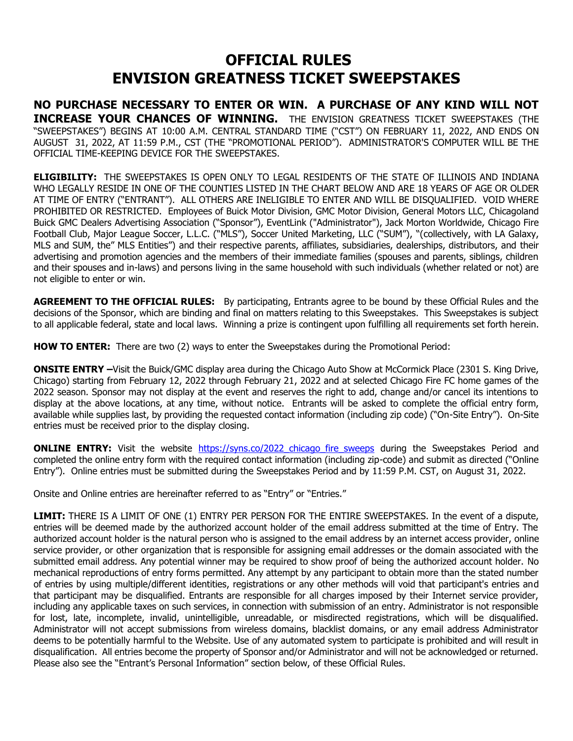# OFFICIAL RULES
# ENVISION GREATNESS TICKET SWEEPSTAKES

**NO PURCHASE NECESSARY TO ENTER OR WIN. A PURCHASE OF ANY KIND WILL NOT INCREASE YOUR CHANCES OF WINNING.** THE ENVISION GREATNESS TICKET SWEEPSTAKES (THE "SWEEPSTAKES") BEGINS AT 10:00 A.M. CENTRAL STANDARD TIME ("CST") ON FEBRUARY 11, 2022, AND ENDS ON AUGUST 31, 2022, AT 11:59 P.M., CST (THE "PROMOTIONAL PERIOD"). ADMINISTRATOR'S COMPUTER WILL BE THE OFFICIAL TIME-KEEPING DEVICE FOR THE SWEEPSTAKES.

**ELIGIBILITY:** THE SWEEPSTAKES IS OPEN ONLY TO LEGAL RESIDENTS OF THE STATE OF ILLINOIS AND INDIANA WHO LEGALLY RESIDE IN ONE OF THE COUNTIES LISTED IN THE CHART BELOW AND ARE 18 YEARS OF AGE OR OLDER AT TIME OF ENTRY ("ENTRANT"). ALL OTHERS ARE INELIGIBLE TO ENTER AND WILL BE DISQUALIFIED. VOID WHERE PROHIBITED OR RESTRICTED. Employees of Buick Motor Division, GMC Motor Division, General Motors LLC, Chicagoland Buick GMC Dealers Advertising Association ("Sponsor"), EventLink ("Administrator"), Jack Morton Worldwide, Chicago Fire Football Club, Major League Soccer, L.L.C. ("MLS"), Soccer United Marketing, LLC ("SUM"), "(collectively, with LA Galaxy, MLS and SUM, the" MLS Entities") and their respective parents, affiliates, subsidiaries, dealerships, distributors, and their advertising and promotion agencies and the members of their immediate families (spouses and parents, siblings, children and their spouses and in-laws) and persons living in the same household with such individuals (whether related or not) are not eligible to enter or win.

**AGREEMENT TO THE OFFICIAL RULES:** By participating, Entrants agree to be bound by these Official Rules and the decisions of the Sponsor, which are binding and final on matters relating to this Sweepstakes. This Sweepstakes is subject to all applicable federal, state and local laws. Winning a prize is contingent upon fulfilling all requirements set forth herein.

**HOW TO ENTER:** There are two (2) ways to enter the Sweepstakes during the Promotional Period:

**ONSITE ENTRY –**Visit the Buick/GMC display area during the Chicago Auto Show at McCormick Place (2301 S. King Drive, Chicago) starting from February 12, 2022 through February 21, 2022 and at selected Chicago Fire FC home games of the 2022 season. Sponsor may not display at the event and reserves the right to add, change and/or cancel its intentions to display at the above locations, at any time, without notice. Entrants will be asked to complete the official entry form, available while supplies last, by providing the requested contact information (including zip code) ("On-Site Entry"). On-Site entries must be received prior to the display closing.

**ONLINE ENTRY:** Visit the website https://syns.co/2022_chicago_fire_sweeps during the Sweepstakes Period and completed the online entry form with the required contact information (including zip-code) and submit as directed ("Online Entry"). Online entries must be submitted during the Sweepstakes Period and by 11:59 P.M. CST, on August 31, 2022.

Onsite and Online entries are hereinafter referred to as "Entry" or "Entries."

**LIMIT:** THERE IS A LIMIT OF ONE (1) ENTRY PER PERSON FOR THE ENTIRE SWEEPSTAKES. In the event of a dispute, entries will be deemed made by the authorized account holder of the email address submitted at the time of Entry. The authorized account holder is the natural person who is assigned to the email address by an internet access provider, online service provider, or other organization that is responsible for assigning email addresses or the domain associated with the submitted email address. Any potential winner may be required to show proof of being the authorized account holder. No mechanical reproductions of entry forms permitted. Any attempt by any participant to obtain more than the stated number of entries by using multiple/different identities, registrations or any other methods will void that participant's entries and that participant may be disqualified. Entrants are responsible for all charges imposed by their Internet service provider, including any applicable taxes on such services, in connection with submission of an entry. Administrator is not responsible for lost, late, incomplete, invalid, unintelligible, unreadable, or misdirected registrations, which will be disqualified. Administrator will not accept submissions from wireless domains, blacklist domains, or any email address Administrator deems to be potentially harmful to the Website. Use of any automated system to participate is prohibited and will result in disqualification. All entries become the property of Sponsor and/or Administrator and will not be acknowledged or returned. Please also see the "Entrant's Personal Information" section below, of these Official Rules.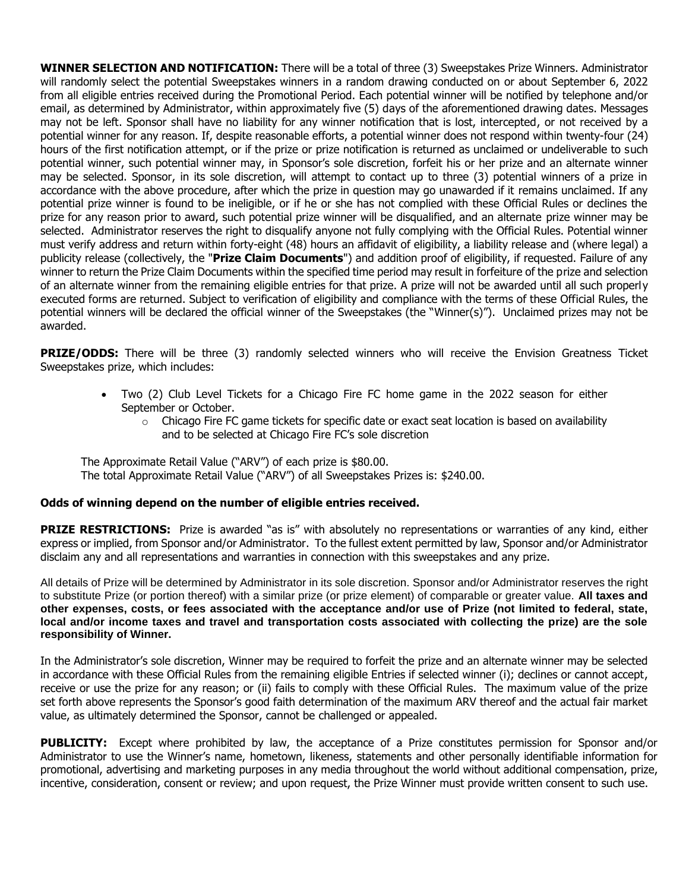**WINNER SELECTION AND NOTIFICATION:** There will be a total of three (3) Sweepstakes Prize Winners. Administrator will randomly select the potential Sweepstakes winners in a random drawing conducted on or about September 6, 2022 from all eligible entries received during the Promotional Period. Each potential winner will be notified by telephone and/or email, as determined by Administrator, within approximately five (5) days of the aforementioned drawing dates. Messages may not be left. Sponsor shall have no liability for any winner notification that is lost, intercepted, or not received by a potential winner for any reason. If, despite reasonable efforts, a potential winner does not respond within twenty-four (24) hours of the first notification attempt, or if the prize or prize notification is returned as unclaimed or undeliverable to such potential winner, such potential winner may, in Sponsor's sole discretion, forfeit his or her prize and an alternate winner may be selected. Sponsor, in its sole discretion, will attempt to contact up to three (3) potential winners of a prize in accordance with the above procedure, after which the prize in question may go unawarded if it remains unclaimed. If any potential prize winner is found to be ineligible, or if he or she has not complied with these Official Rules or declines the prize for any reason prior to award, such potential prize winner will be disqualified, and an alternate prize winner may be selected. Administrator reserves the right to disqualify anyone not fully complying with the Official Rules. Potential winner must verify address and return within forty-eight (48) hours an affidavit of eligibility, a liability release and (where legal) a publicity release (collectively, the "**Prize Claim Documents**") and addition proof of eligibility, if requested. Failure of any winner to return the Prize Claim Documents within the specified time period may result in forfeiture of the prize and selection of an alternate winner from the remaining eligible entries for that prize. A prize will not be awarded until all such properly executed forms are returned. Subject to verification of eligibility and compliance with the terms of these Official Rules, the potential winners will be declared the official winner of the Sweepstakes (the "Winner(s)"). Unclaimed prizes may not be awarded.

**PRIZE/ODDS:** There will be three (3) randomly selected winners who will receive the Envision Greatness Ticket Sweepstakes prize, which includes:

- Two (2) Club Level Tickets for a Chicago Fire FC home game in the 2022 season for either September or October.
  - Chicago Fire FC game tickets for specific date or exact seat location is based on availability and to be selected at Chicago Fire FC's sole discretion

The Approximate Retail Value ("ARV") of each prize is $80.00.
The total Approximate Retail Value ("ARV") of all Sweepstakes Prizes is: $240.00.

**Odds of winning depend on the number of eligible entries received.**

**PRIZE RESTRICTIONS:** Prize is awarded "as is" with absolutely no representations or warranties of any kind, either express or implied, from Sponsor and/or Administrator. To the fullest extent permitted by law, Sponsor and/or Administrator disclaim any and all representations and warranties in connection with this sweepstakes and any prize.

All details of Prize will be determined by Administrator in its sole discretion. Sponsor and/or Administrator reserves the right to substitute Prize (or portion thereof) with a similar prize (or prize element) of comparable or greater value. **All taxes and other expenses, costs, or fees associated with the acceptance and/or use of Prize (not limited to federal, state, local and/or income taxes and travel and transportation costs associated with collecting the prize) are the sole responsibility of Winner.**

In the Administrator's sole discretion, Winner may be required to forfeit the prize and an alternate winner may be selected in accordance with these Official Rules from the remaining eligible Entries if selected winner (i); declines or cannot accept, receive or use the prize for any reason; or (ii) fails to comply with these Official Rules. The maximum value of the prize set forth above represents the Sponsor's good faith determination of the maximum ARV thereof and the actual fair market value, as ultimately determined the Sponsor, cannot be challenged or appealed.

**PUBLICITY:** Except where prohibited by law, the acceptance of a Prize constitutes permission for Sponsor and/or Administrator to use the Winner's name, hometown, likeness, statements and other personally identifiable information for promotional, advertising and marketing purposes in any media throughout the world without additional compensation, prize, incentive, consideration, consent or review; and upon request, the Prize Winner must provide written consent to such use.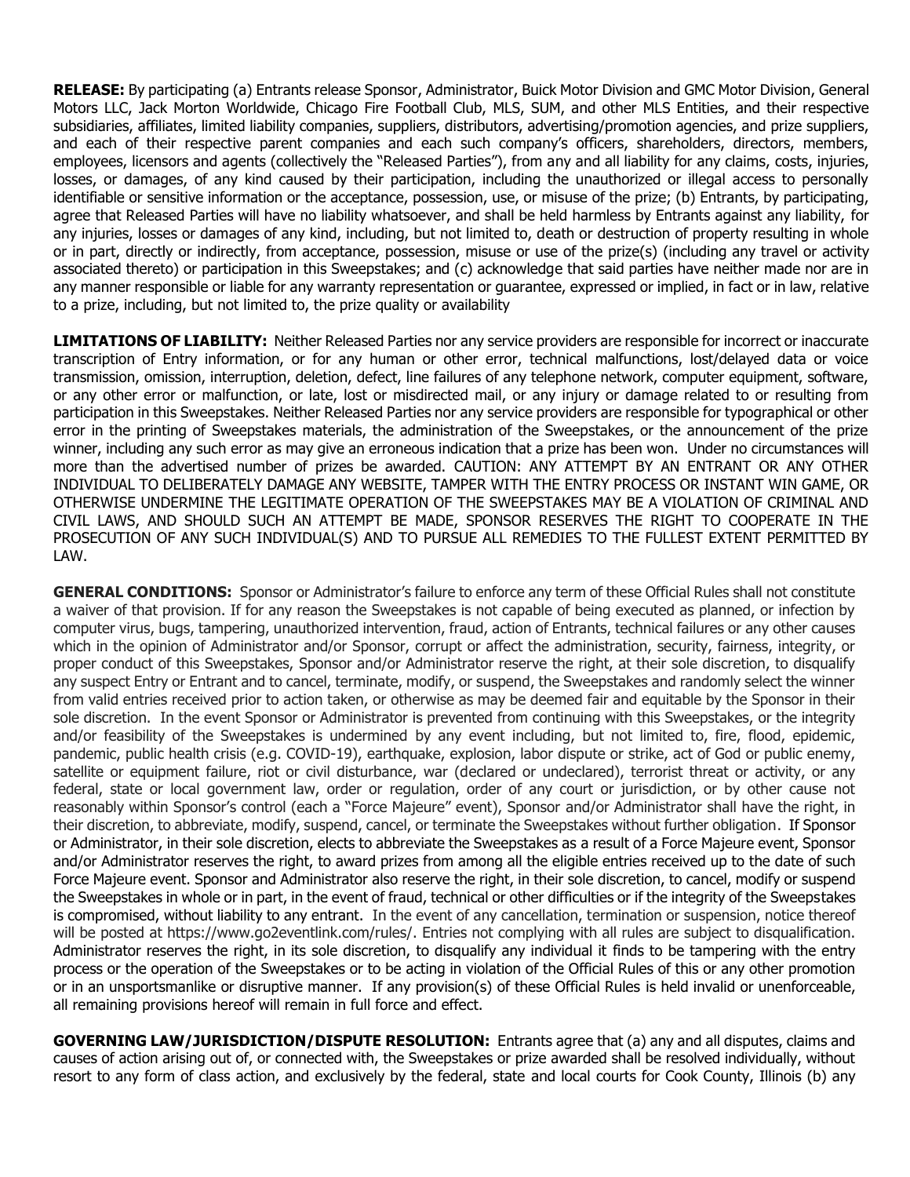**RELEASE:** By participating (a) Entrants release Sponsor, Administrator, Buick Motor Division and GMC Motor Division, General Motors LLC, Jack Morton Worldwide, Chicago Fire Football Club, MLS, SUM, and other MLS Entities, and their respective subsidiaries, affiliates, limited liability companies, suppliers, distributors, advertising/promotion agencies, and prize suppliers, and each of their respective parent companies and each such company's officers, shareholders, directors, members, employees, licensors and agents (collectively the "Released Parties"), from any and all liability for any claims, costs, injuries, losses, or damages, of any kind caused by their participation, including the unauthorized or illegal access to personally identifiable or sensitive information or the acceptance, possession, use, or misuse of the prize; (b) Entrants, by participating, agree that Released Parties will have no liability whatsoever, and shall be held harmless by Entrants against any liability, for any injuries, losses or damages of any kind, including, but not limited to, death or destruction of property resulting in whole or in part, directly or indirectly, from acceptance, possession, misuse or use of the prize(s) (including any travel or activity associated thereto) or participation in this Sweepstakes; and (c) acknowledge that said parties have neither made nor are in any manner responsible or liable for any warranty representation or guarantee, expressed or implied, in fact or in law, relative to a prize, including, but not limited to, the prize quality or availability

**LIMITATIONS OF LIABILITY:** Neither Released Parties nor any service providers are responsible for incorrect or inaccurate transcription of Entry information, or for any human or other error, technical malfunctions, lost/delayed data or voice transmission, omission, interruption, deletion, defect, line failures of any telephone network, computer equipment, software, or any other error or malfunction, or late, lost or misdirected mail, or any injury or damage related to or resulting from participation in this Sweepstakes. Neither Released Parties nor any service providers are responsible for typographical or other error in the printing of Sweepstakes materials, the administration of the Sweepstakes, or the announcement of the prize winner, including any such error as may give an erroneous indication that a prize has been won. Under no circumstances will more than the advertised number of prizes be awarded. CAUTION: ANY ATTEMPT BY AN ENTRANT OR ANY OTHER INDIVIDUAL TO DELIBERATELY DAMAGE ANY WEBSITE, TAMPER WITH THE ENTRY PROCESS OR INSTANT WIN GAME, OR OTHERWISE UNDERMINE THE LEGITIMATE OPERATION OF THE SWEEPSTAKES MAY BE A VIOLATION OF CRIMINAL AND CIVIL LAWS, AND SHOULD SUCH AN ATTEMPT BE MADE, SPONSOR RESERVES THE RIGHT TO COOPERATE IN THE PROSECUTION OF ANY SUCH INDIVIDUAL(S) AND TO PURSUE ALL REMEDIES TO THE FULLEST EXTENT PERMITTED BY LAW.

**GENERAL CONDITIONS:** Sponsor or Administrator's failure to enforce any term of these Official Rules shall not constitute a waiver of that provision. If for any reason the Sweepstakes is not capable of being executed as planned, or infection by computer virus, bugs, tampering, unauthorized intervention, fraud, action of Entrants, technical failures or any other causes which in the opinion of Administrator and/or Sponsor, corrupt or affect the administration, security, fairness, integrity, or proper conduct of this Sweepstakes, Sponsor and/or Administrator reserve the right, at their sole discretion, to disqualify any suspect Entry or Entrant and to cancel, terminate, modify, or suspend, the Sweepstakes and randomly select the winner from valid entries received prior to action taken, or otherwise as may be deemed fair and equitable by the Sponsor in their sole discretion. In the event Sponsor or Administrator is prevented from continuing with this Sweepstakes, or the integrity and/or feasibility of the Sweepstakes is undermined by any event including, but not limited to, fire, flood, epidemic, pandemic, public health crisis (e.g. COVID-19), earthquake, explosion, labor dispute or strike, act of God or public enemy, satellite or equipment failure, riot or civil disturbance, war (declared or undeclared), terrorist threat or activity, or any federal, state or local government law, order or regulation, order of any court or jurisdiction, or by other cause not reasonably within Sponsor's control (each a "Force Majeure" event), Sponsor and/or Administrator shall have the right, in their discretion, to abbreviate, modify, suspend, cancel, or terminate the Sweepstakes without further obligation. If Sponsor or Administrator, in their sole discretion, elects to abbreviate the Sweepstakes as a result of a Force Majeure event, Sponsor and/or Administrator reserves the right, to award prizes from among all the eligible entries received up to the date of such Force Majeure event. Sponsor and Administrator also reserve the right, in their sole discretion, to cancel, modify or suspend the Sweepstakes in whole or in part, in the event of fraud, technical or other difficulties or if the integrity of the Sweepstakes is compromised, without liability to any entrant. In the event of any cancellation, termination or suspension, notice thereof will be posted at https://www.go2eventlink.com/rules/. Entries not complying with all rules are subject to disqualification. Administrator reserves the right, in its sole discretion, to disqualify any individual it finds to be tampering with the entry process or the operation of the Sweepstakes or to be acting in violation of the Official Rules of this or any other promotion or in an unsportsmanlike or disruptive manner. If any provision(s) of these Official Rules is held invalid or unenforceable, all remaining provisions hereof will remain in full force and effect.

**GOVERNING LAW/JURISDICTION/DISPUTE RESOLUTION:** Entrants agree that (a) any and all disputes, claims and causes of action arising out of, or connected with, the Sweepstakes or prize awarded shall be resolved individually, without resort to any form of class action, and exclusively by the federal, state and local courts for Cook County, Illinois (b) any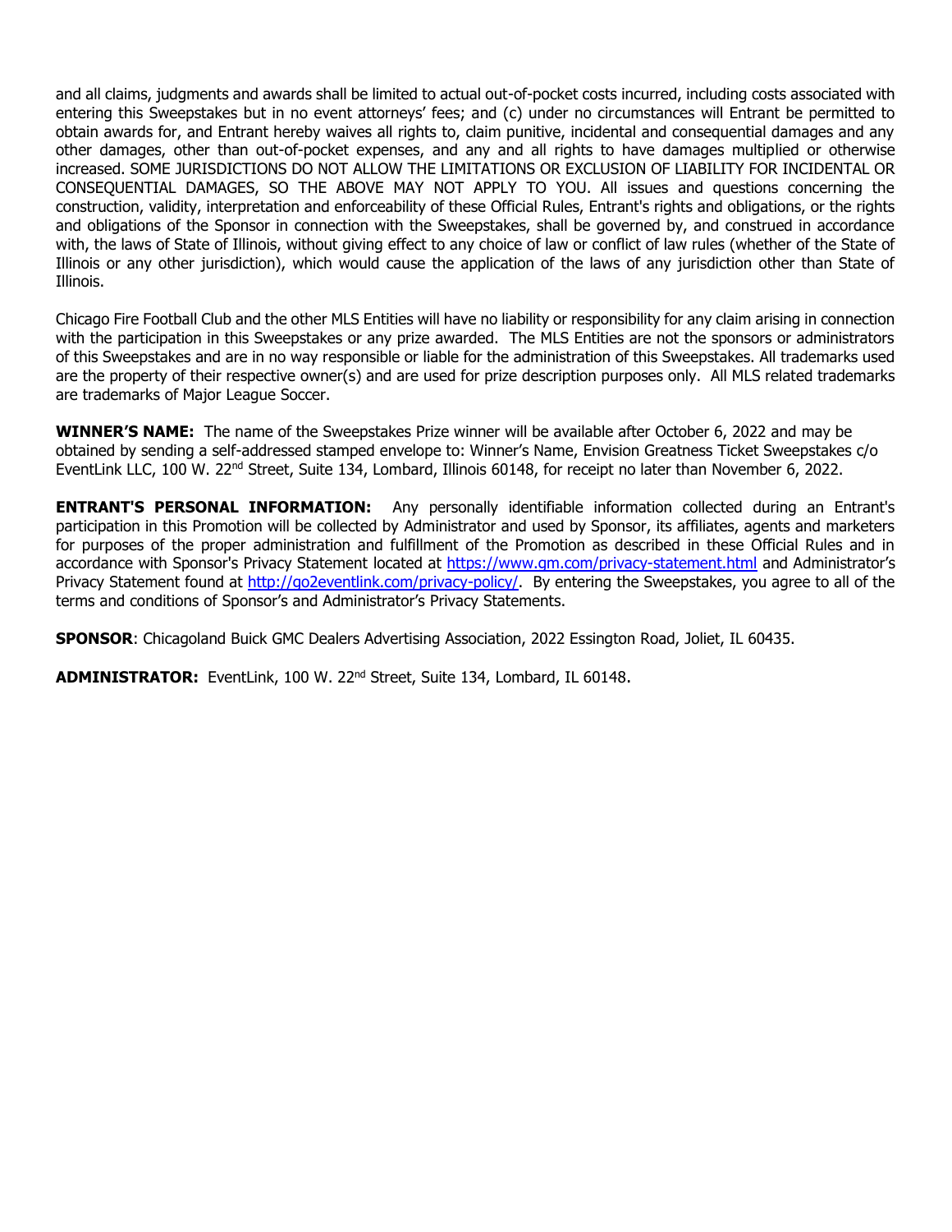and all claims, judgments and awards shall be limited to actual out-of-pocket costs incurred, including costs associated with entering this Sweepstakes but in no event attorneys' fees; and (c) under no circumstances will Entrant be permitted to obtain awards for, and Entrant hereby waives all rights to, claim punitive, incidental and consequential damages and any other damages, other than out-of-pocket expenses, and any and all rights to have damages multiplied or otherwise increased. SOME JURISDICTIONS DO NOT ALLOW THE LIMITATIONS OR EXCLUSION OF LIABILITY FOR INCIDENTAL OR CONSEQUENTIAL DAMAGES, SO THE ABOVE MAY NOT APPLY TO YOU. All issues and questions concerning the construction, validity, interpretation and enforceability of these Official Rules, Entrant's rights and obligations, or the rights and obligations of the Sponsor in connection with the Sweepstakes, shall be governed by, and construed in accordance with, the laws of State of Illinois, without giving effect to any choice of law or conflict of law rules (whether of the State of Illinois or any other jurisdiction), which would cause the application of the laws of any jurisdiction other than State of Illinois.

Chicago Fire Football Club and the other MLS Entities will have no liability or responsibility for any claim arising in connection with the participation in this Sweepstakes or any prize awarded. The MLS Entities are not the sponsors or administrators of this Sweepstakes and are in no way responsible or liable for the administration of this Sweepstakes. All trademarks used are the property of their respective owner(s) and are used for prize description purposes only. All MLS related trademarks are trademarks of Major League Soccer.

**WINNER'S NAME:** The name of the Sweepstakes Prize winner will be available after October 6, 2022 and may be obtained by sending a self-addressed stamped envelope to: Winner's Name, Envision Greatness Ticket Sweepstakes c/o EventLink LLC, 100 W. 22nd Street, Suite 134, Lombard, Illinois 60148, for receipt no later than November 6, 2022.

**ENTRANT'S PERSONAL INFORMATION:** Any personally identifiable information collected during an Entrant's participation in this Promotion will be collected by Administrator and used by Sponsor, its affiliates, agents and marketers for purposes of the proper administration and fulfillment of the Promotion as described in these Official Rules and in accordance with Sponsor's Privacy Statement located at https://www.gm.com/privacy-statement.html and Administrator's Privacy Statement found at http://go2eventlink.com/privacy-policy/. By entering the Sweepstakes, you agree to all of the terms and conditions of Sponsor's and Administrator's Privacy Statements.

**SPONSOR**: Chicagoland Buick GMC Dealers Advertising Association, 2022 Essington Road, Joliet, IL 60435.

**ADMINISTRATOR:** EventLink, 100 W. 22nd Street, Suite 134, Lombard, IL 60148.